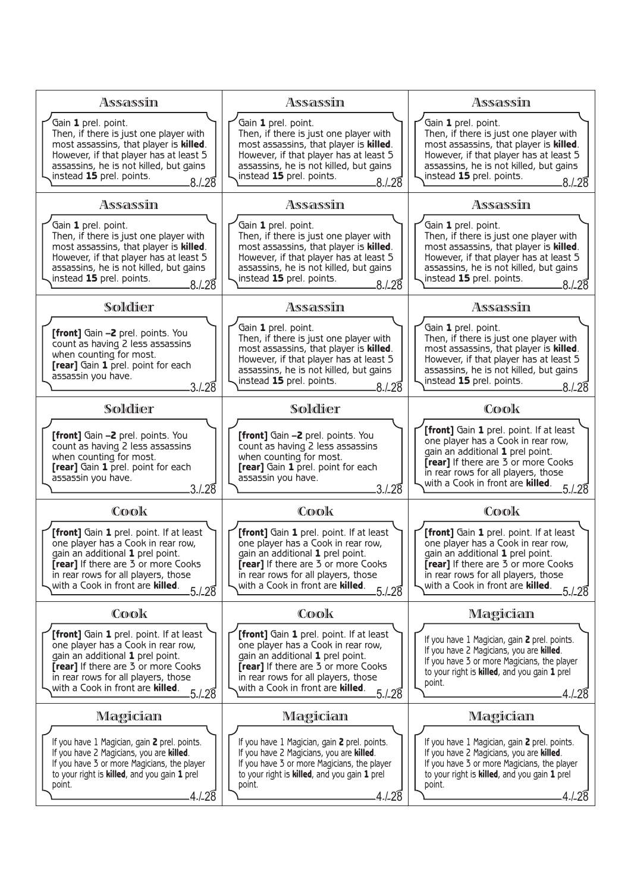### Assassin

Gain **1** prel. point.
Then, if there is just one player with most assassins, that player is **killed**. However, if that player has at least 5 assassins, he is not killed, but gains instead **15** prel. points.

8./28

### Assassin

Gain **1** prel. point.
Then, if there is just one player with most assassins, that player is **killed**. However, if that player has at least 5 assassins, he is not killed, but gains instead **15** prel. points.

8./28

### Assassin

Gain **1** prel. point.
Then, if there is just one player with most assassins, that player is **killed**. However, if that player has at least 5 assassins, he is not killed, but gains instead **15** prel. points.

8./28

### Assassin

Gain **1** prel. point.
Then, if there is just one player with most assassins, that player is **killed**. However, if that player has at least 5 assassins, he is not killed, but gains instead **15** prel. points.

8./28

### Assassin

Gain **1** prel. point.
Then, if there is just one player with most assassins, that player is **killed**. However, if that player has at least 5 assassins, he is not killed, but gains instead **15** prel. points.

8./28

### Assassin

Gain **1** prel. point.
Then, if there is just one player with most assassins, that player is **killed**. However, if that player has at least 5 assassins, he is not killed, but gains instead **15** prel. points.

8./28

### Soldier

**[front]** Gain **–2** prel. points. You count as having 2 less assassins when counting for most.
**[rear]** Gain **1** prel. point for each assassin you have.

3./28

### Assassin

Gain **1** prel. point.
Then, if there is just one player with most assassins, that player is **killed**. However, if that player has at least 5 assassins, he is not killed, but gains instead **15** prel. points.

8./28

### Assassin

Gain **1** prel. point.
Then, if there is just one player with most assassins, that player is **killed**. However, if that player has at least 5 assassins, he is not killed, but gains instead **15** prel. points.

8./28

### Soldier

**[front]** Gain **–2** prel. points. You count as having 2 less assassins when counting for most.
**[rear]** Gain **1** prel. point for each assassin you have.

3./28

### Soldier

**[front]** Gain **–2** prel. points. You count as having 2 less assassins when counting for most.
**[rear]** Gain **1** prel. point for each assassin you have.

3./28

### Cook

**[front]** Gain **1** prel. point. If at least one player has a Cook in rear row, gain an additional **1** prel point.
**[rear]** If there are 3 or more Cooks in rear rows for all players, those with a Cook in front are **killed**.

5./28

### Cook

**[front]** Gain **1** prel. point. If at least one player has a Cook in rear row, gain an additional **1** prel point.
**[rear]** If there are 3 or more Cooks in rear rows for all players, those with a Cook in front are **killed**.

5./28

### Cook

**[front]** Gain **1** prel. point. If at least one player has a Cook in rear row, gain an additional **1** prel point.
**[rear]** If there are 3 or more Cooks in rear rows for all players, those with a Cook in front are **killed**.

5./28

### Cook

**[front]** Gain **1** prel. point. If at least one player has a Cook in rear row, gain an additional **1** prel point.
**[rear]** If there are 3 or more Cooks in rear rows for all players, those with a Cook in front are **killed**.

5./28

### Cook

**[front]** Gain **1** prel. point. If at least one player has a Cook in rear row, gain an additional **1** prel point.
**[rear]** If there are 3 or more Cooks in rear rows for all players, those with a Cook in front are **killed**.

5./28

### Cook

**[front]** Gain **1** prel. point. If at least one player has a Cook in rear row, gain an additional **1** prel point.
**[rear]** If there are 3 or more Cooks in rear rows for all players, those with a Cook in front are **killed**.

5./28

### Magician

If you have 1 Magician, gain **2** prel. points.
If you have 2 Magicians, you are **killed**.
If you have 3 or more Magicians, the player to your right is **killed**, and you gain **1** prel point.

4./28

### Magician

If you have 1 Magician, gain **2** prel. points.
If you have 2 Magicians, you are **killed**.
If you have 3 or more Magicians, the player to your right is **killed**, and you gain **1** prel point.

4./28

### Magician

If you have 1 Magician, gain **2** prel. points.
If you have 2 Magicians, you are **killed**.
If you have 3 or more Magicians, the player to your right is **killed**, and you gain **1** prel point.

4./28

### Magician

If you have 1 Magician, gain **2** prel. points.
If you have 2 Magicians, you are **killed**.
If you have 3 or more Magicians, the player to your right is **killed**, and you gain **1** prel point.

4./28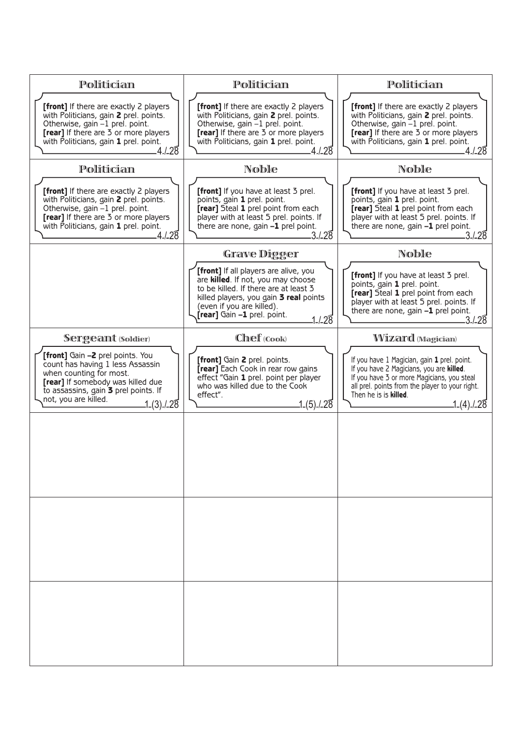### Politician

**[front]** If there are exactly 2 players with Politicians, gain **2** prel. points. Otherwise, gain –1 prel. point.
**[rear]** If there are 3 or more players with Politicians, gain **1** prel. point.

4./.28

### Politician

**[front]** If there are exactly 2 players with Politicians, gain **2** prel. points. Otherwise, gain –1 prel. point.
**[rear]** If there are 3 or more players with Politicians, gain **1** prel. point.

4./.28

### Politician

**[front]** If there are exactly 2 players with Politicians, gain **2** prel. points. Otherwise, gain –1 prel. point.
**[rear]** If there are 3 or more players with Politicians, gain **1** prel. point.

4./.28

### Politician

**[front]** If there are exactly 2 players with Politicians, gain **2** prel. points. Otherwise, gain –1 prel. point.
**[rear]** If there are 3 or more players with Politicians, gain **1** prel. point.

4./.28

### Noble

**[front]** If you have at least 3 prel. points, gain **1** prel. point.
**[rear]** Steal **1** prel point from each player with at least 5 prel. points. If there are none, gain **–1** prel point.

3./.28

### Noble

**[front]** If you have at least 3 prel. points, gain **1** prel. point.
**[rear]** Steal **1** prel point from each player with at least 5 prel. points. If there are none, gain **–1** prel point.

3./.28

### Grave Digger

**[front]** If all players are alive, you are **killed**. If not, you may choose to be killed. If there are at least 3 killed players, you gain **3 real** points (even if you are killed).
**[rear]** Gain **–1** prel. point.

1./.28

### Noble

**[front]** If you have at least 3 prel. points, gain **1** prel. point.
**[rear]** Steal **1** prel point from each player with at least 5 prel. points. If there are none, gain **–1** prel point.

3./.28

### Sergeant (Soldier)

**[front]** Gain **–2** prel points. You count has having 1 less Assassin when counting for most.
**[rear]** If somebody was killed due to assassins, gain **3** prel points. If not, you are killed.

1.(3)./.28

### Chef (Cook)

**[front]** Gain **2** prel. points.
**[rear]** Each Cook in rear row gains effect "Gain **1** prel. point per player who was killed due to the Cook effect".

1.(5)./.28

### Wizard (Magician)

If you have 1 Magician, gain **1** prel. point. If you have 2 Magicians, you are **killed**. If you have 3 or more Magicians, you steal all prel. points from the player to your right. Then he is is **killed**.

1.(4)./.28